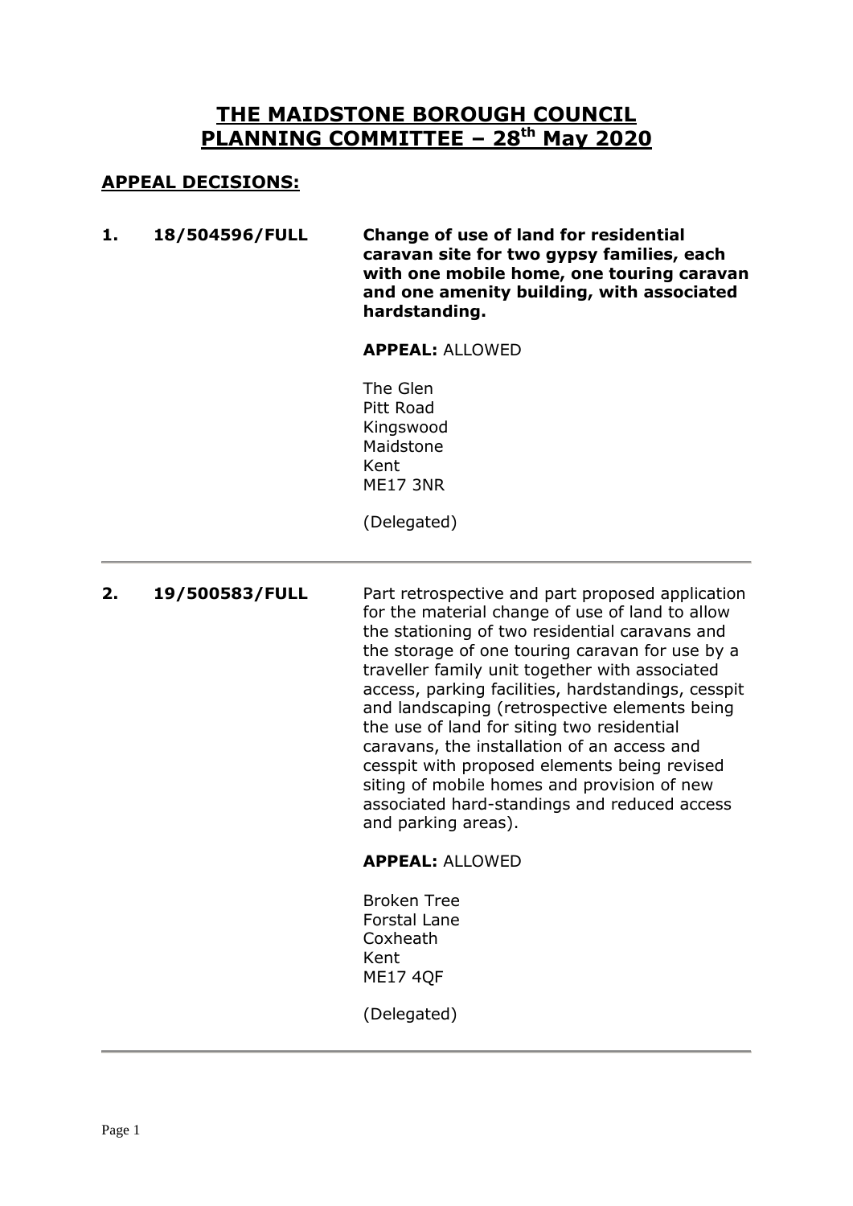# THE MAIDSTONE BOROUGH COUNCIL PLANNING COMMITTEE – 28th May 2020

## APPEAL DECISIONS:

**1. 18/504596/FULL**

**Change of use of land for residential caravan site for two gypsy families, each with one mobile home, one touring caravan and one amenity building, with associated hardstanding.**

**APPEAL:** ALLOWED

The Glen
Pitt Road
Kingswood
Maidstone
Kent
ME17 3NR

(Delegated)

---

**2. 19/500583/FULL**

Part retrospective and part proposed application for the material change of use of land to allow the stationing of two residential caravans and the storage of one touring caravan for use by a traveller family unit together with associated access, parking facilities, hardstandings, cesspit and landscaping (retrospective elements being the use of land for siting two residential caravans, the installation of an access and cesspit with proposed elements being revised siting of mobile homes and provision of new associated hard-standings and reduced access and parking areas).

**APPEAL:** ALLOWED

Broken Tree
Forstal Lane
Coxheath
Kent
ME17 4QF

(Delegated)

---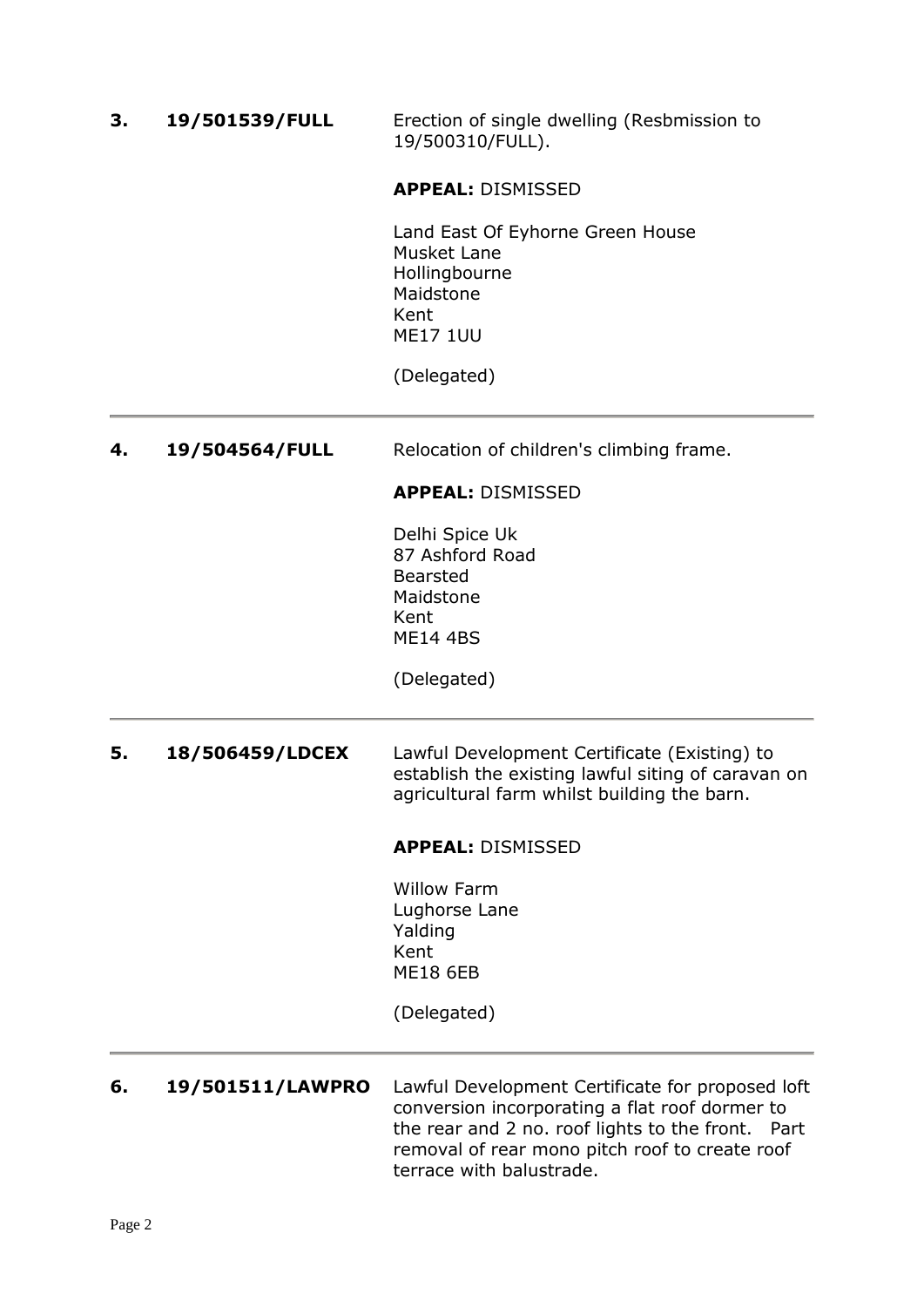**3.** **19/501539/FULL**

Erection of single dwelling (Resbmission to 19/500310/FULL).

**APPEAL:** DISMISSED

Land East Of Eyhorne Green House
Musket Lane
Hollingbourne
Maidstone
Kent
ME17 1UU

(Delegated)

---

**4.** **19/504564/FULL**

Relocation of children's climbing frame.

**APPEAL:** DISMISSED

Delhi Spice Uk
87 Ashford Road
Bearsted
Maidstone
Kent
ME14 4BS

(Delegated)

---

**5.** **18/506459/LDCEX**

Lawful Development Certificate (Existing) to establish the existing lawful siting of caravan on agricultural farm whilst building the barn.

**APPEAL:** DISMISSED

Willow Farm
Lughorse Lane
Yalding
Kent
ME18 6EB

(Delegated)

---

**6.** **19/501511/LAWPRO**

Lawful Development Certificate for proposed loft conversion incorporating a flat roof dormer to the rear and 2 no. roof lights to the front. Part removal of rear mono pitch roof to create roof terrace with balustrade.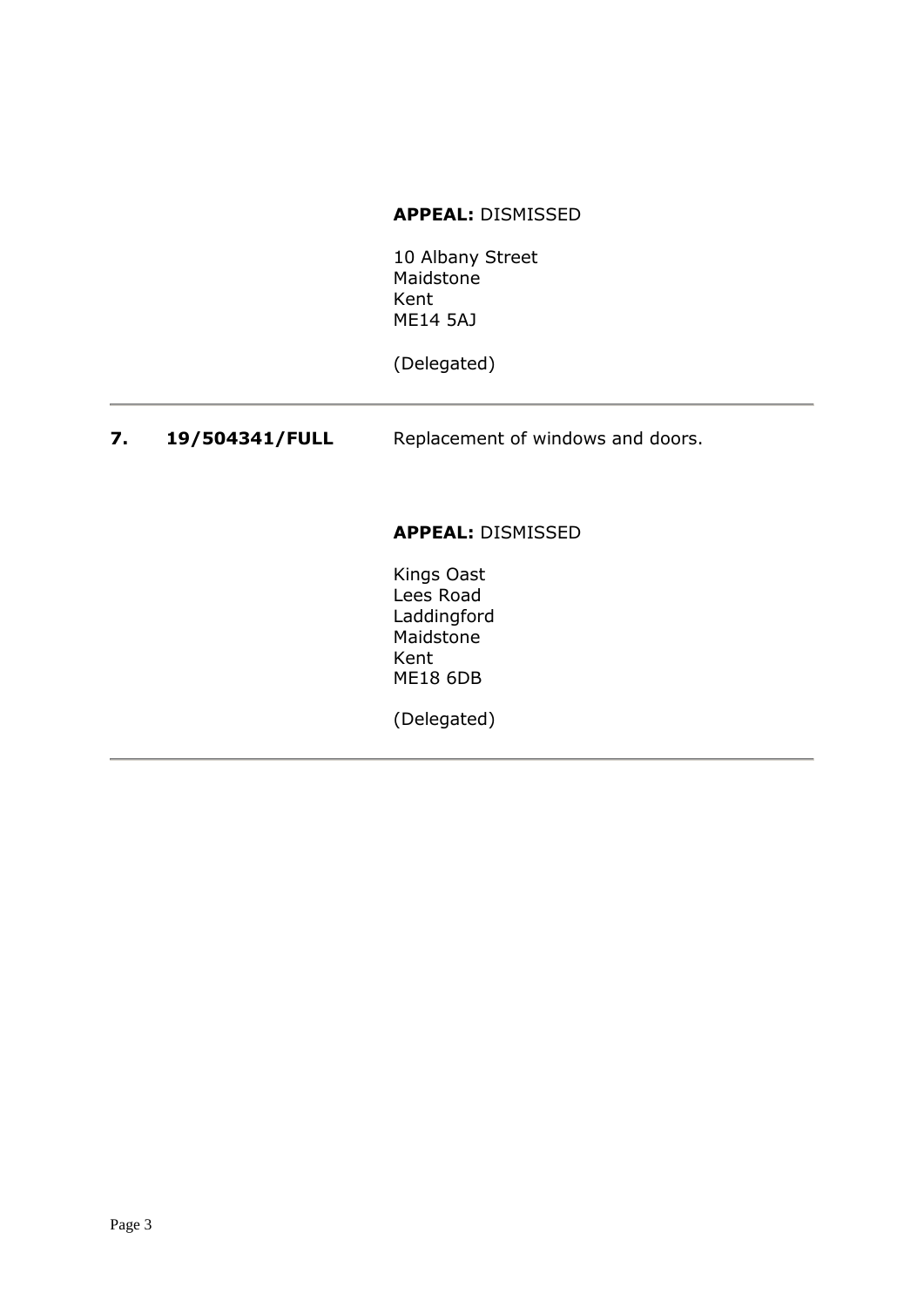**APPEAL:** DISMISSED

10 Albany Street
Maidstone
Kent
ME14 5AJ

(Delegated)

---

**7.** **19/504341/FULL** Replacement of windows and doors.

**APPEAL:** DISMISSED

Kings Oast
Lees Road
Laddingford
Maidstone
Kent
ME18 6DB

(Delegated)

---